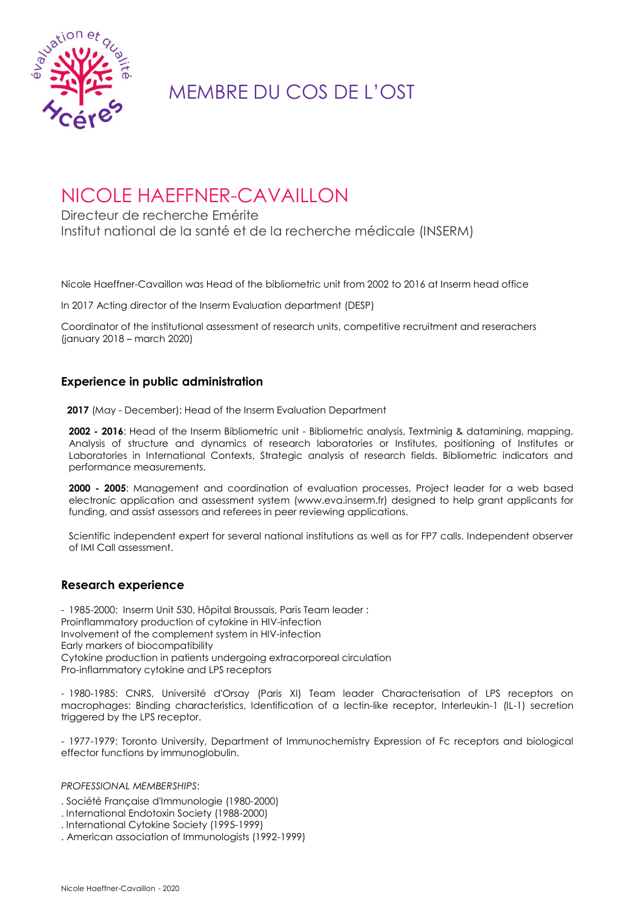# MEMBRE DU COS DE L'OST

# NICOLE HAEFFNER-CAVAILLON

Directeur de recherche Emérite
Institut national de la santé et de la recherche médicale (INSERM)

Nicole Haeffner-Cavaillon was Head of the bibliometric unit from 2002 to 2016 at Inserm head office

In 2017 Acting director of the Inserm Evaluation department (DESP)

Coordinator of the institutional assessment of research units, competitive recruitment and reserachers (january 2018 – march 2020)

## Experience in public administration

**2017** (May - December): Head of the Inserm Evaluation Department

**2002 - 2016**: Head of the Inserm Bibliometric unit - Bibliometric analysis, Textminig & datamining, mapping. Analysis of structure and dynamics of research laboratories or Institutes, positioning of Institutes or Laboratories in International Contexts, Strategic analysis of research fields. Bibliometric indicators and performance measurements.

**2000 - 2005**: Management and coordination of evaluation processes, Project leader for a web based electronic application and assessment system (www.eva.inserm.fr) designed to help grant applicants for funding, and assist assessors and referees in peer reviewing applications.

Scientific independent expert for several national institutions as well as for FP7 calls. Independent observer of IMI Call assessment.

## Research experience

- 1985-2000: Inserm Unit 530, Hôpital Broussais, Paris Team leader :
Proinflammatory production of cytokine in HIV-infection
Involvement of the complement system in HIV-infection
Early markers of biocompatibility
Cytokine production in patients undergoing extracorporeal circulation
Pro-inflammatory cytokine and LPS receptors

- 1980-1985: CNRS, Université d'Orsay (Paris XI) Team leader Characterisation of LPS receptors on macrophages: Binding characteristics, Identification of a lectin-like receptor, Interleukin-1 (IL-1) secretion triggered by the LPS receptor.

- 1977-1979: Toronto University, Department of Immunochemistry Expression of Fc receptors and biological effector functions by immunoglobulin.

*PROFESSIONAL MEMBERSHIPS*:

. Société Française d'Immunologie (1980-2000)
. International Endotoxin Society (1988-2000)
. International Cytokine Society (1995-1999)
. American association of Immunologists (1992-1999)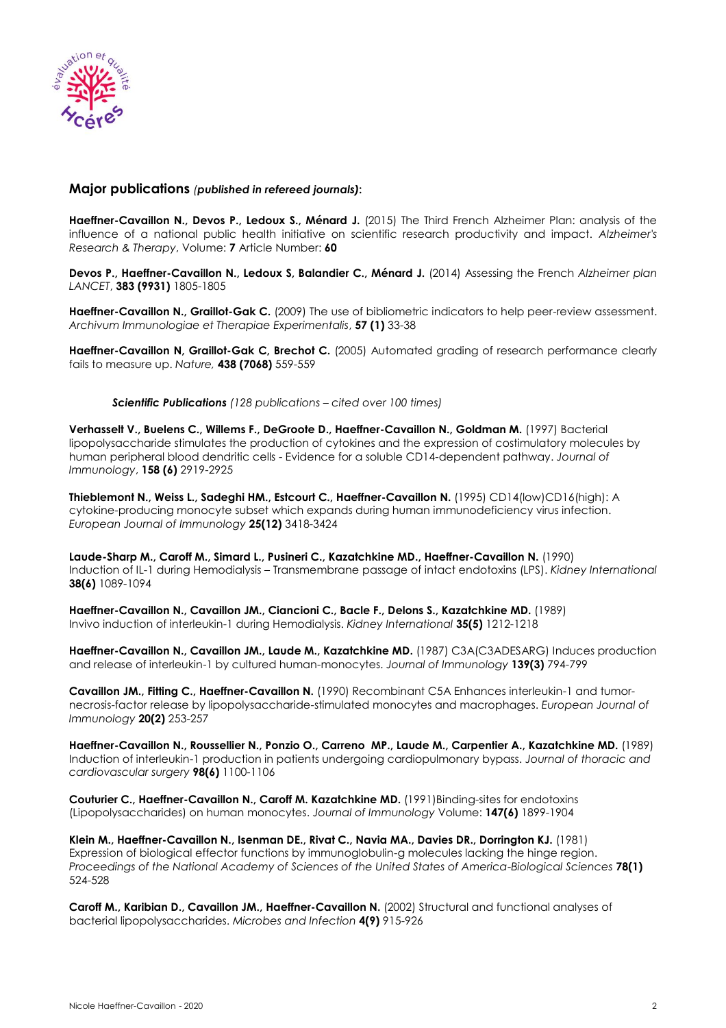## **Major publications** *(published in refereed journals)*:

**Haeffner-Cavaillon N., Devos P., Ledoux S., Ménard J.** (2015) The Third French Alzheimer Plan: analysis of the influence of a national public health initiative on scientific research productivity and impact. *Alzheimer's Research & Therapy*, Volume: **7** Article Number: **60**

**Devos P., Haeffner-Cavaillon N., Ledoux S, Balandier C., Ménard J.** (2014) Assessing the French *Alzheimer plan LANCET*, **383 (9931)** 1805-1805

**Haeffner-Cavaillon N., Graillot-Gak C.** (2009) The use of bibliometric indicators to help peer-review assessment. *Archivum Immunologiae et Therapiae Experimentalis*, **57 (1)** 33-38

**Haeffner-Cavaillon N, Graillot-Gak C, Brechot C.** (2005) Automated grading of research performance clearly fails to measure up. *Nature,* **438 (7068)** 559-559

***Scientific Publications*** *(128 publications – cited over 100 times)*

**Verhasselt V., Buelens C., Willems F., DeGroote D., Haeffner-Cavaillon N., Goldman M.** (1997) Bacterial lipopolysaccharide stimulates the production of cytokines and the expression of costimulatory molecules by human peripheral blood dendritic cells - Evidence for a soluble CD14-dependent pathway. *Journal of Immunology*, **158 (6)** 2919-2925

**Thieblemont N., Weiss L., Sadeghi HM., Estcourt C., Haeffner-Cavaillon N.** (1995) CD14(low)CD16(high): A cytokine-producing monocyte subset which expands during human immunodeficiency virus infection. *European Journal of Immunology* **25(12)** 3418-3424

**Laude-Sharp M., Caroff M., Simard L., Pusineri C., Kazatchkine MD., Haeffner-Cavaillon N.** (1990) Induction of IL-1 during Hemodialysis – Transmembrane passage of intact endotoxins (LPS). *Kidney International* **38(6)** 1089-1094

**Haeffner-Cavaillon N., Cavaillon JM., Ciancioni C., Bacle F., Delons S., Kazatchkine MD.** (1989) Invivo induction of interleukin-1 during Hemodialysis. *Kidney International* **35(5)** 1212-1218

**Haeffner-Cavaillon N., Cavaillon JM., Laude M., Kazatchkine MD.** (1987) C3A(C3ADESARG) Induces production and release of interleukin-1 by cultured human-monocytes. *Journal of Immunology* **139(3)** 794-799

**Cavaillon JM., Fitting C., Haeffner-Cavaillon N.** (1990) Recombinant C5A Enhances interleukin-1 and tumor-necrosis-factor release by lipopolysaccharide-stimulated monocytes and macrophages. *European Journal of Immunology* **20(2)** 253-257

**Haeffner-Cavaillon N., Roussellier N., Ponzio O., Carreno MP., Laude M., Carpentier A., Kazatchkine MD.** (1989) Induction of interleukin-1 production in patients undergoing cardiopulmonary bypass. *Journal of thoracic and cardiovascular surgery* **98(6)** 1100-1106

**Couturier C., Haeffner-Cavaillon N., Caroff M. Kazatchkine MD.** (1991)Binding-sites for endotoxins (Lipopolysaccharides) on human monocytes. *Journal of Immunology* Volume: **147(6)** 1899-1904

**Klein M., Haeffner-Cavaillon N., Isenman DE., Rivat C., Navia MA., Davies DR., Dorrington KJ.** (1981) Expression of biological effector functions by immunoglobulin-g molecules lacking the hinge region. *Proceedings of the National Academy of Sciences of the United States of America-Biological Sciences* **78(1)** 524-528

**Caroff M., Karibian D., Cavaillon JM., Haeffner-Cavaillon N.** (2002) Structural and functional analyses of bacterial lipopolysaccharides. *Microbes and Infection* **4(9)** 915-926